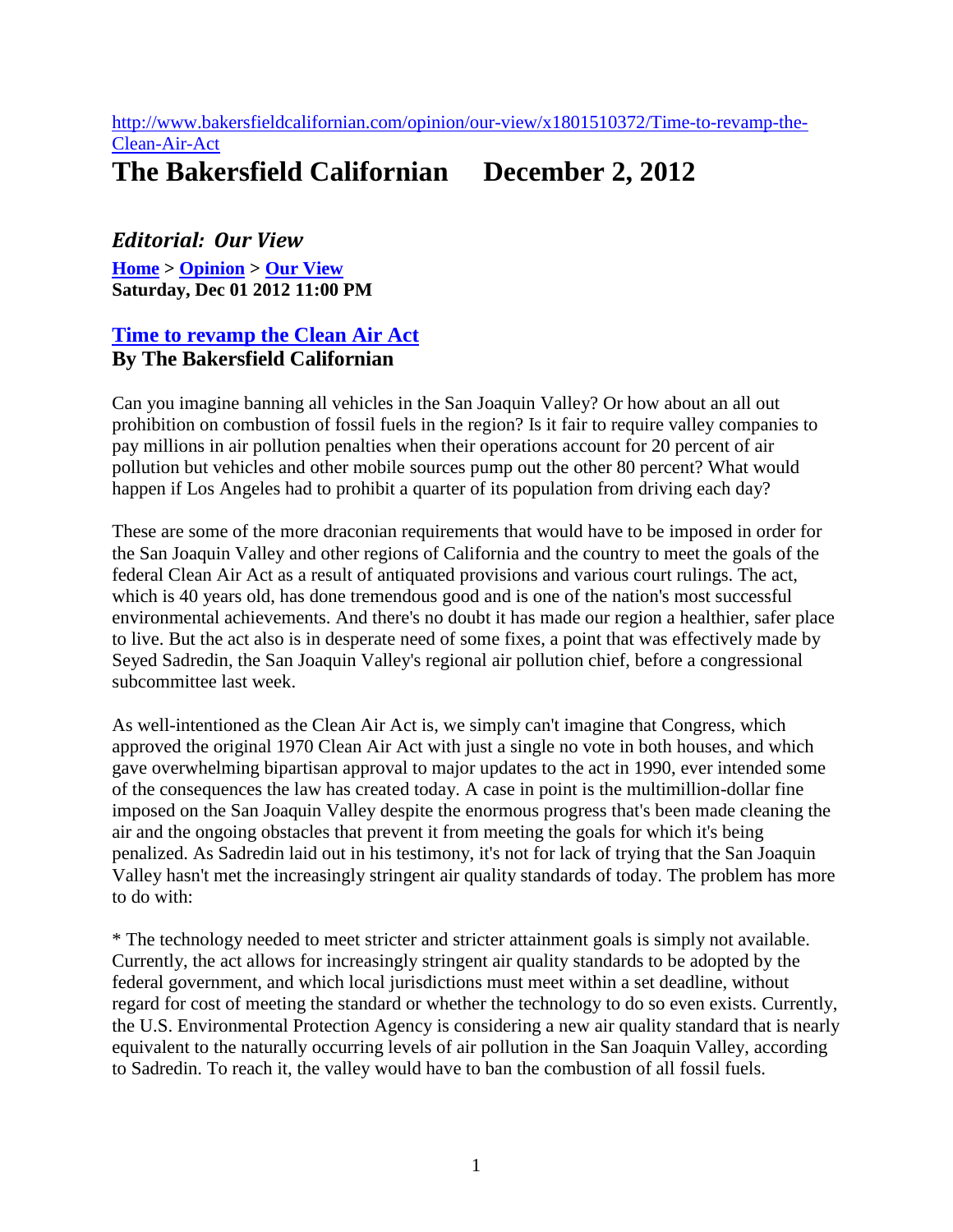http://www.bakersfieldcalifornian.com/opinion/our-view/x1801510372/Time-to-revamp-the-Clean-Air-Act

# The Bakersfield Californian December 2, 2012

## *Editorial: Our View*

**Home > Opinion > Our View**
**Saturday, Dec 01 2012 11:00 PM**

### Time to revamp the Clean Air Act
**By The Bakersfield Californian**

Can you imagine banning all vehicles in the San Joaquin Valley? Or how about an all out prohibition on combustion of fossil fuels in the region? Is it fair to require valley companies to pay millions in air pollution penalties when their operations account for 20 percent of air pollution but vehicles and other mobile sources pump out the other 80 percent? What would happen if Los Angeles had to prohibit a quarter of its population from driving each day?

These are some of the more draconian requirements that would have to be imposed in order for the San Joaquin Valley and other regions of California and the country to meet the goals of the federal Clean Air Act as a result of antiquated provisions and various court rulings. The act, which is 40 years old, has done tremendous good and is one of the nation's most successful environmental achievements. And there's no doubt it has made our region a healthier, safer place to live. But the act also is in desperate need of some fixes, a point that was effectively made by Seyed Sadredin, the San Joaquin Valley's regional air pollution chief, before a congressional subcommittee last week.

As well-intentioned as the Clean Air Act is, we simply can't imagine that Congress, which approved the original 1970 Clean Air Act with just a single no vote in both houses, and which gave overwhelming bipartisan approval to major updates to the act in 1990, ever intended some of the consequences the law has created today. A case in point is the multimillion-dollar fine imposed on the San Joaquin Valley despite the enormous progress that's been made cleaning the air and the ongoing obstacles that prevent it from meeting the goals for which it's being penalized. As Sadredin laid out in his testimony, it's not for lack of trying that the San Joaquin Valley hasn't met the increasingly stringent air quality standards of today. The problem has more to do with:

* The technology needed to meet stricter and stricter attainment goals is simply not available. Currently, the act allows for increasingly stringent air quality standards to be adopted by the federal government, and which local jurisdictions must meet within a set deadline, without regard for cost of meeting the standard or whether the technology to do so even exists. Currently, the U.S. Environmental Protection Agency is considering a new air quality standard that is nearly equivalent to the naturally occurring levels of air pollution in the San Joaquin Valley, according to Sadredin. To reach it, the valley would have to ban the combustion of all fossil fuels.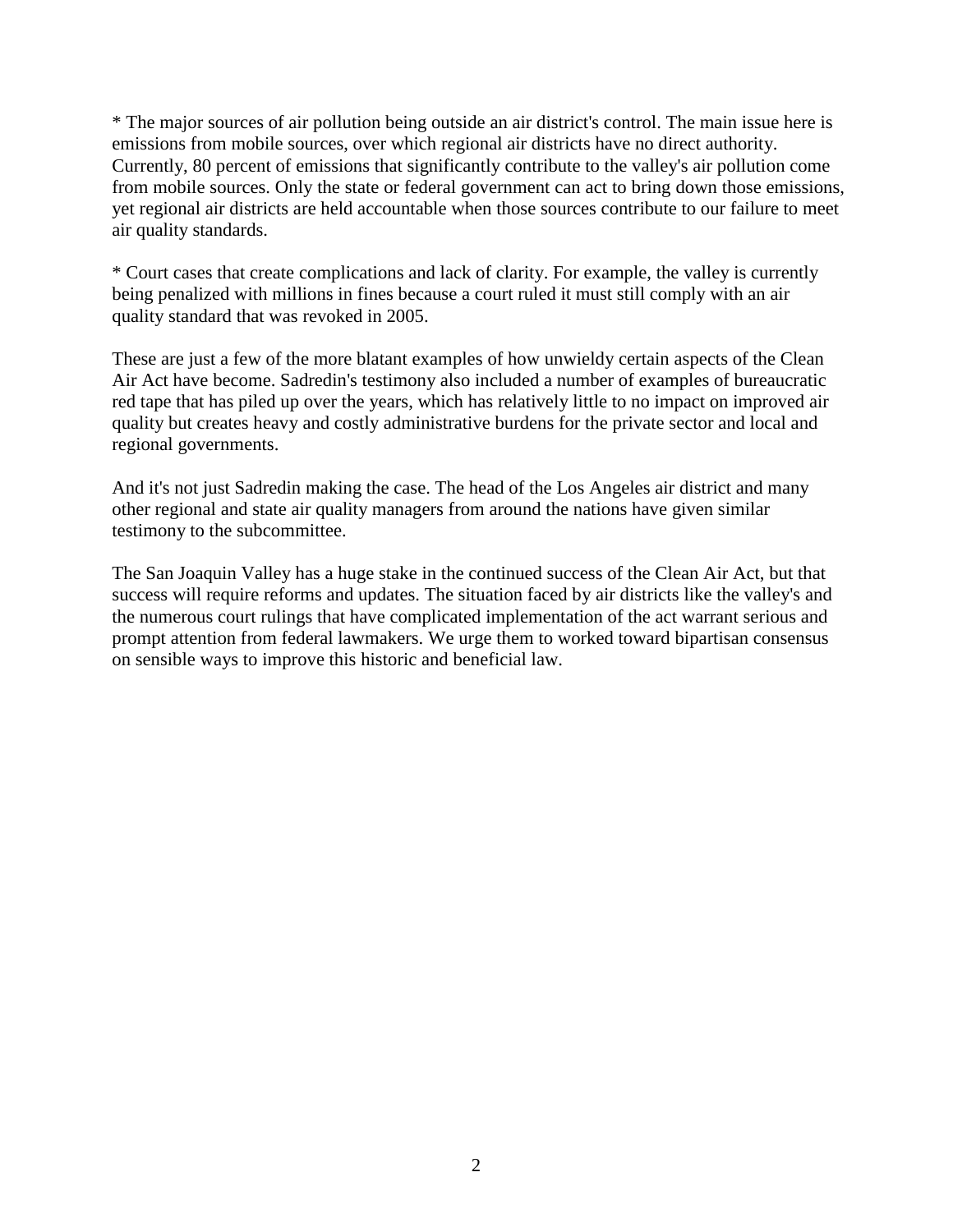* The major sources of air pollution being outside an air district's control. The main issue here is emissions from mobile sources, over which regional air districts have no direct authority. Currently, 80 percent of emissions that significantly contribute to the valley's air pollution come from mobile sources. Only the state or federal government can act to bring down those emissions, yet regional air districts are held accountable when those sources contribute to our failure to meet air quality standards.

* Court cases that create complications and lack of clarity. For example, the valley is currently being penalized with millions in fines because a court ruled it must still comply with an air quality standard that was revoked in 2005.

These are just a few of the more blatant examples of how unwieldy certain aspects of the Clean Air Act have become. Sadredin's testimony also included a number of examples of bureaucratic red tape that has piled up over the years, which has relatively little to no impact on improved air quality but creates heavy and costly administrative burdens for the private sector and local and regional governments.

And it's not just Sadredin making the case. The head of the Los Angeles air district and many other regional and state air quality managers from around the nations have given similar testimony to the subcommittee.

The San Joaquin Valley has a huge stake in the continued success of the Clean Air Act, but that success will require reforms and updates. The situation faced by air districts like the valley's and the numerous court rulings that have complicated implementation of the act warrant serious and prompt attention from federal lawmakers. We urge them to worked toward bipartisan consensus on sensible ways to improve this historic and beneficial law.